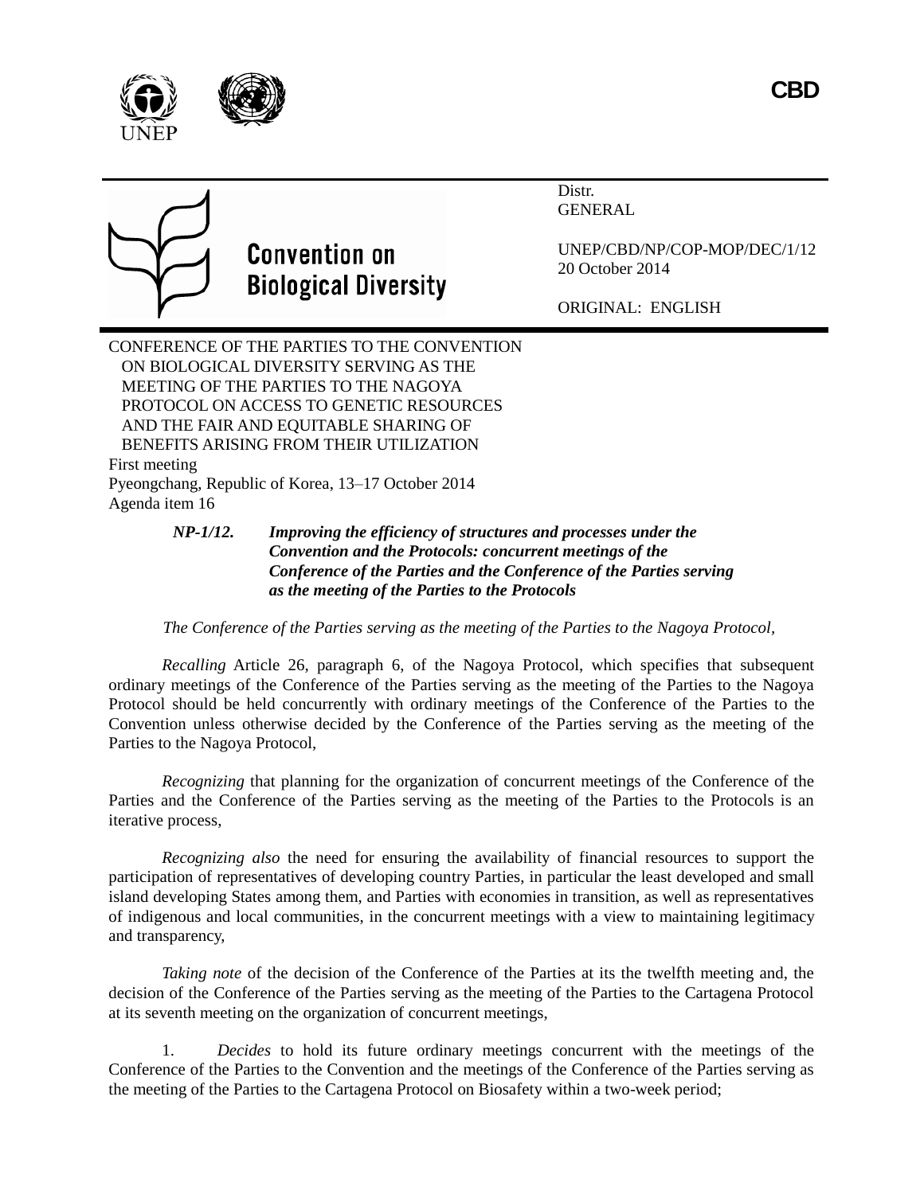CBD

Convention on Biological Diversity

Distr.
GENERAL

UNEP/CBD/NP/COP-MOP/DEC/1/12
20 October 2014

ORIGINAL: ENGLISH

CONFERENCE OF THE PARTIES TO THE CONVENTION ON BIOLOGICAL DIVERSITY SERVING AS THE MEETING OF THE PARTIES TO THE NAGOYA PROTOCOL ON ACCESS TO GENETIC RESOURCES AND THE FAIR AND EQUITABLE SHARING OF BENEFITS ARISING FROM THEIR UTILIZATION
First meeting
Pyeongchang, Republic of Korea, 13–17 October 2014
Agenda item 16

***NP-1/12. Improving the efficiency of structures and processes under the Convention and the Protocols: concurrent meetings of the Conference of the Parties and the Conference of the Parties serving as the meeting of the Parties to the Protocols***

*The Conference of the Parties serving as the meeting of the Parties to the Nagoya Protocol,*

*Recalling* Article 26, paragraph 6, of the Nagoya Protocol, which specifies that subsequent ordinary meetings of the Conference of the Parties serving as the meeting of the Parties to the Nagoya Protocol should be held concurrently with ordinary meetings of the Conference of the Parties to the Convention unless otherwise decided by the Conference of the Parties serving as the meeting of the Parties to the Nagoya Protocol,

*Recognizing* that planning for the organization of concurrent meetings of the Conference of the Parties and the Conference of the Parties serving as the meeting of the Parties to the Protocols is an iterative process,

*Recognizing also* the need for ensuring the availability of financial resources to support the participation of representatives of developing country Parties, in particular the least developed and small island developing States among them, and Parties with economies in transition, as well as representatives of indigenous and local communities, in the concurrent meetings with a view to maintaining legitimacy and transparency,

*Taking note* of the decision of the Conference of the Parties at its the twelfth meeting and, the decision of the Conference of the Parties serving as the meeting of the Parties to the Cartagena Protocol at its seventh meeting on the organization of concurrent meetings,

1. *Decides* to hold its future ordinary meetings concurrent with the meetings of the Conference of the Parties to the Convention and the meetings of the Conference of the Parties serving as the meeting of the Parties to the Cartagena Protocol on Biosafety within a two-week period;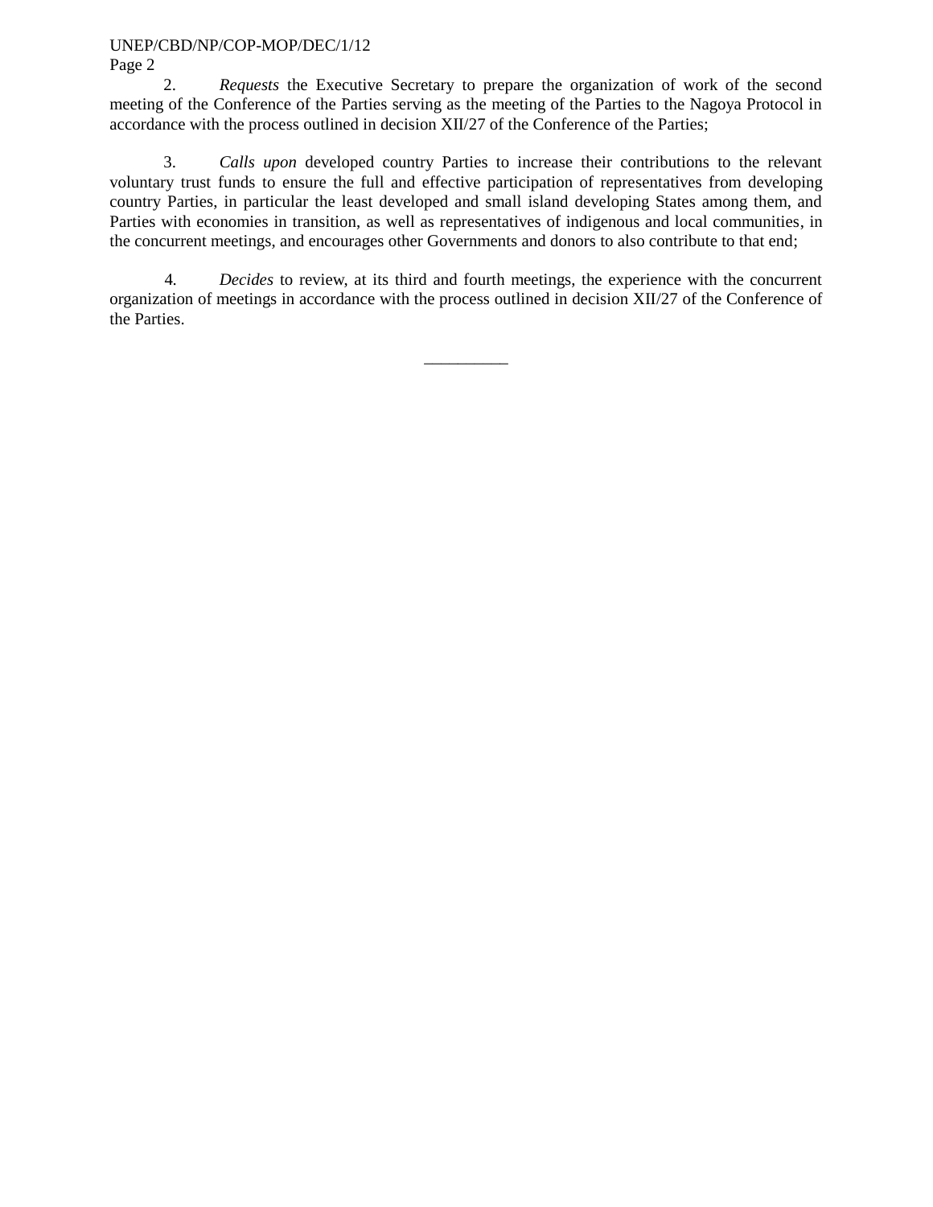2. *Requests* the Executive Secretary to prepare the organization of work of the second meeting of the Conference of the Parties serving as the meeting of the Parties to the Nagoya Protocol in accordance with the process outlined in decision XII/27 of the Conference of the Parties;

3. *Calls upon* developed country Parties to increase their contributions to the relevant voluntary trust funds to ensure the full and effective participation of representatives from developing country Parties, in particular the least developed and small island developing States among them, and Parties with economies in transition, as well as representatives of indigenous and local communities, in the concurrent meetings, and encourages other Governments and donors to also contribute to that end;

4. *Decides* to review, at its third and fourth meetings, the experience with the concurrent organization of meetings in accordance with the process outlined in decision XII/27 of the Conference of the Parties.

__________